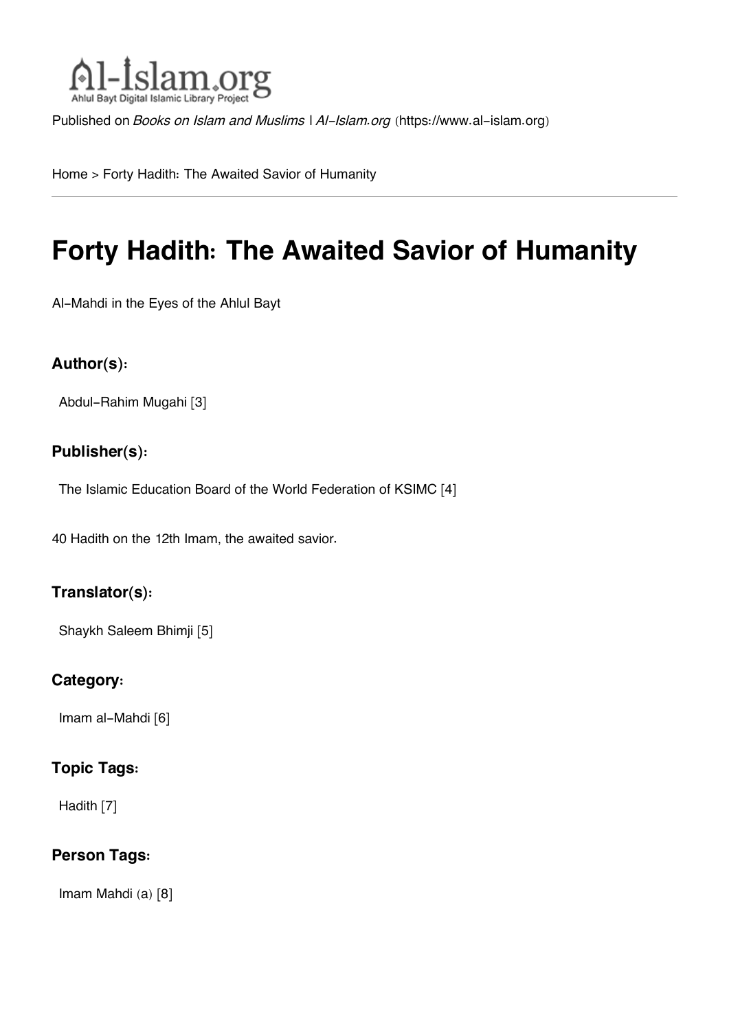Al-Islam.org
Ahlul Bayt Digital Islamic Library Project

Published on *Books on Islam and Muslims | Al-Islam.org* (https://www.al-islam.org)

Home > Forty Hadith: The Awaited Savior of Humanity

# Forty Hadith: The Awaited Savior of Humanity

Al-Mahdi in the Eyes of the Ahlul Bayt

### Author(s):

Abdul-Rahim Mugahi [3]

### Publisher(s):

The Islamic Education Board of the World Federation of KSIMC [4]

40 Hadith on the 12th Imam, the awaited savior.

### Translator(s):

Shaykh Saleem Bhimji [5]

### Category:

Imam al-Mahdi [6]

### Topic Tags:

Hadith [7]

### Person Tags:

Imam Mahdi (a) [8]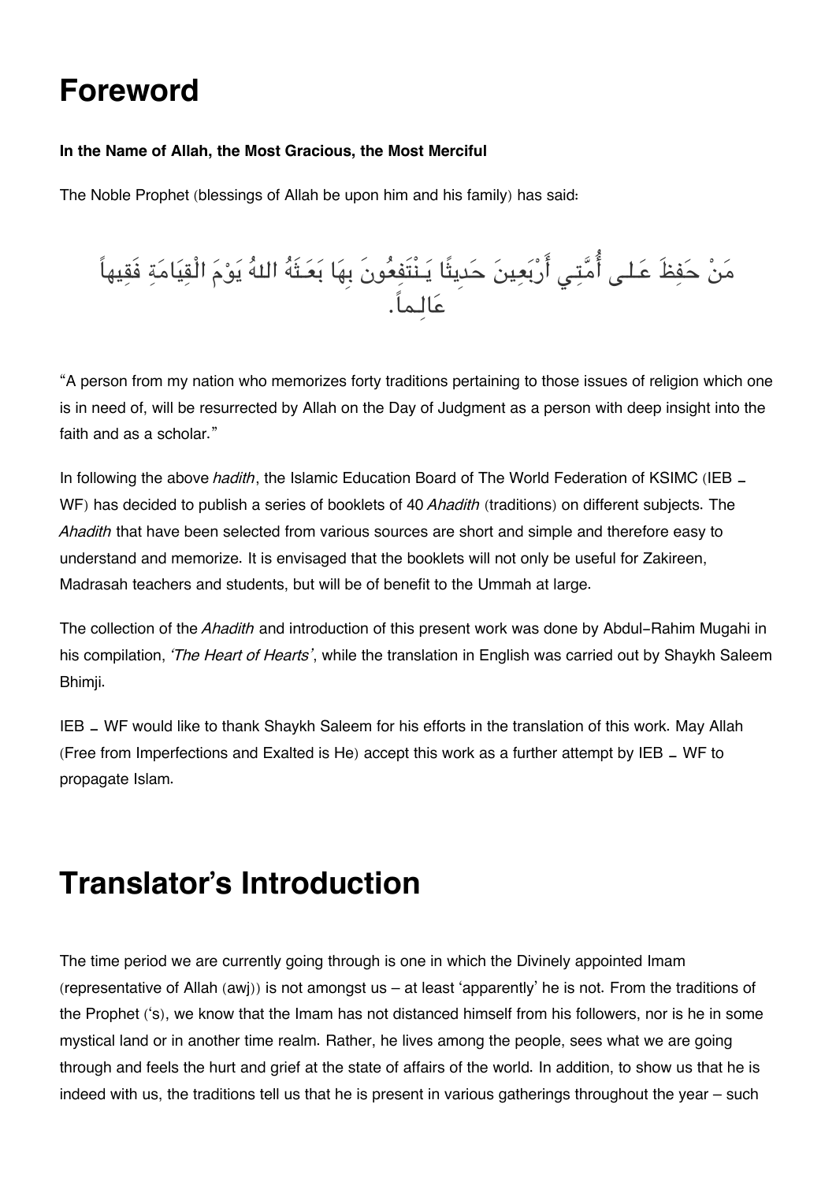# Foreword

**In the Name of Allah, the Most Gracious, the Most Merciful**

The Noble Prophet (blessings of Allah be upon him and his family) has said:

مَنْ حَفِظَ عَلى أُمَّتِي أَرْبَعِينَ حَدِيثًا يَنْتَفِعُونَ بِهَا بَعَثَهُ اللهُ يَوْمَ الْقِيَامَةِ فَقِيهاً عَالِماً.

"A person from my nation who memorizes forty traditions pertaining to those issues of religion which one is in need of, will be resurrected by Allah on the Day of Judgment as a person with deep insight into the faith and as a scholar."

In following the above *hadith*, the Islamic Education Board of The World Federation of KSIMC (IEB – WF) has decided to publish a series of booklets of 40 *Ahadith* (traditions) on different subjects. The *Ahadith* that have been selected from various sources are short and simple and therefore easy to understand and memorize. It is envisaged that the booklets will not only be useful for Zakireen, Madrasah teachers and students, but will be of benefit to the Ummah at large.

The collection of the *Ahadith* and introduction of this present work was done by Abdul-Rahim Mugahi in his compilation, *'The Heart of Hearts'*, while the translation in English was carried out by Shaykh Saleem Bhimji.

IEB – WF would like to thank Shaykh Saleem for his efforts in the translation of this work. May Allah (Free from Imperfections and Exalted is He) accept this work as a further attempt by IEB – WF to propagate Islam.

# Translator's Introduction

The time period we are currently going through is one in which the Divinely appointed Imam (representative of Allah (awj)) is not amongst us – at least 'apparently' he is not. From the traditions of the Prophet ('s), we know that the Imam has not distanced himself from his followers, nor is he in some mystical land or in another time realm. Rather, he lives among the people, sees what we are going through and feels the hurt and grief at the state of affairs of the world. In addition, to show us that he is indeed with us, the traditions tell us that he is present in various gatherings throughout the year – such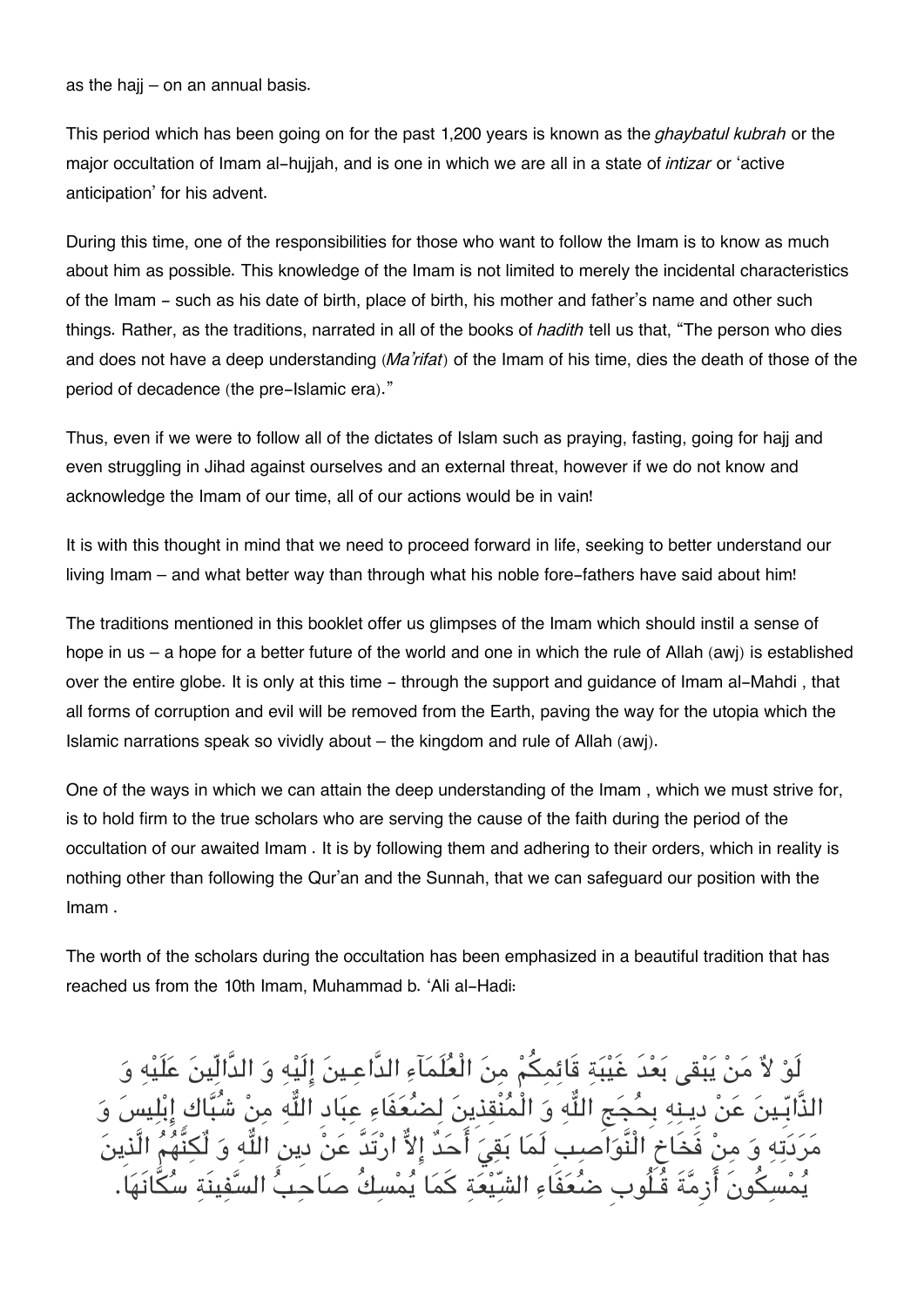as the hajj – on an annual basis.

This period which has been going on for the past 1,200 years is known as the *ghaybatul kubrah* or the major occultation of Imam al-hujjah, and is one in which we are all in a state of *intizar* or 'active anticipation' for his advent.

During this time, one of the responsibilities for those who want to follow the Imam is to know as much about him as possible. This knowledge of the Imam is not limited to merely the incidental characteristics of the Imam - such as his date of birth, place of birth, his mother and father's name and other such things. Rather, as the traditions, narrated in all of the books of *hadith* tell us that, "The person who dies and does not have a deep understanding (*Ma'rifat*) of the Imam of his time, dies the death of those of the period of decadence (the pre-Islamic era)."

Thus, even if we were to follow all of the dictates of Islam such as praying, fasting, going for hajj and even struggling in Jihad against ourselves and an external threat, however if we do not know and acknowledge the Imam of our time, all of our actions would be in vain!

It is with this thought in mind that we need to proceed forward in life, seeking to better understand our living Imam – and what better way than through what his noble fore-fathers have said about him!

The traditions mentioned in this booklet offer us glimpses of the Imam which should instil a sense of hope in us – a hope for a better future of the world and one in which the rule of Allah (awj) is established over the entire globe. It is only at this time - through the support and guidance of Imam al-Mahdi , that all forms of corruption and evil will be removed from the Earth, paving the way for the utopia which the Islamic narrations speak so vividly about – the kingdom and rule of Allah (awj).

One of the ways in which we can attain the deep understanding of the Imam , which we must strive for, is to hold firm to the true scholars who are serving the cause of the faith during the period of the occultation of our awaited Imam . It is by following them and adhering to their orders, which in reality is nothing other than following the Qur'an and the Sunnah, that we can safeguard our position with the Imam .

The worth of the scholars during the occultation has been emphasized in a beautiful tradition that has reached us from the 10th Imam, Muhammad b. 'Ali al-Hadi:

لَوْ لاٌ مَنْ يَبْقى بَعْدَ غَيْبَةِ قَائِمِكُمْ مِنَ الْعُلَمآءِ الدَّاعِينَ إِلَيْهِ وَ الدَّالِّينَ عَلَيْهِ وَ الذَّابِّينَ عَنْ دِينِهِ بِحُجَجِ اللّٰهِ وَ الْمُنْقِذِينَ لِضُعَفَاءِ عِبَادِ اللّٰهِ مِنْ شُبَّاك إِبْلِيسَ وَ مَرَدَتِهِ وَ مِنْ فَخَاخِ النَّوَاصِبِ لَمَا بَقِيَ أَحَدٌ إِلاَّ ارْتَدَّ عَنْ دِينِ اللّٰهِ وَ لٰكِنَّهُمُ الَّذِينَ يُمْسِكُونَ أَزِمَّةَ قُلُوبِ ضُعَفَاءِ الشِّيْعَةِ كَمَا يُمْسِكُ صَاحِبُ السَّفِينَةِ سُكَّانَهَا.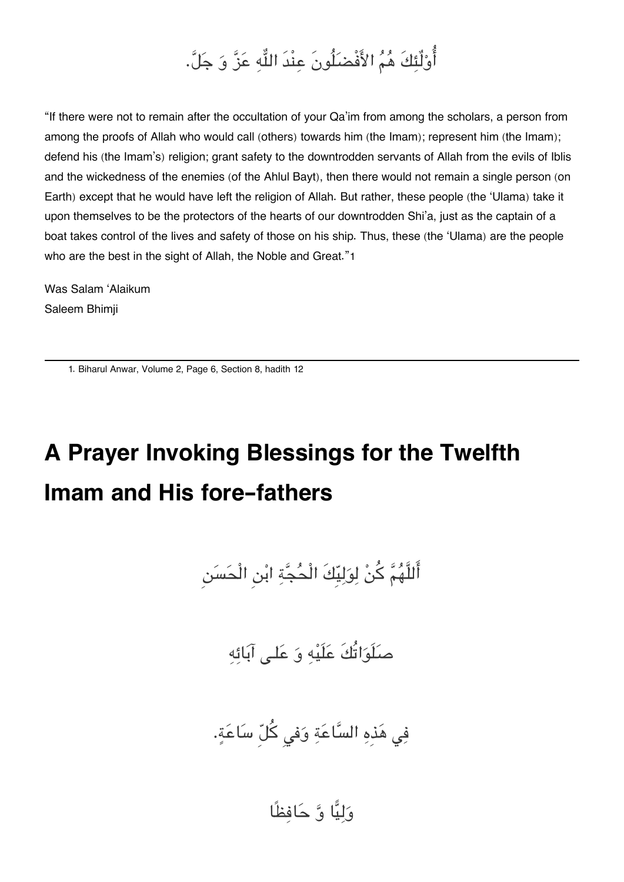أُوْلٰئِكَ هُمُ الأَفْضَلُونَ عِنْدَ اللّٰهِ عَزَّ وَ جَلَّ.

"If there were not to remain after the occultation of your Qa'im from among the scholars, a person from among the proofs of Allah who would call (others) towards him (the Imam); represent him (the Imam); defend his (the Imam's) religion; grant safety to the downtrodden servants of Allah from the evils of Iblis and the wickedness of the enemies (of the Ahlul Bayt), then there would not remain a single person (on Earth) except that he would have left the religion of Allah. But rather, these people (the 'Ulama) take it upon themselves to be the protectors of the hearts of our downtrodden Shi'a, just as the captain of a boat takes control of the lives and safety of those on his ship. Thus, these (the 'Ulama) are the people who are the best in the sight of Allah, the Noble and Great."[1]

Was Salam 'Alaikum
Saleem Bhimji

---

1. Biharul Anwar, Volume 2, Page 6, Section 8, hadith 12

# A Prayer Invoking Blessings for the Twelfth Imam and His fore-fathers

أَللَّهُمَّ كُنْ لِوَلِيِّكَ الْحُجَّةِ ابْنِ الْحَسَنِ

صَلَوَاتُكَ عَلَيْهِ وَ عَلى آبَائِهِ

فِي هَذِهِ السَّاعَةِ وَفِي كُلِّ سَاعَةٍ.

وَلِيًّا وَّ حَافِظًا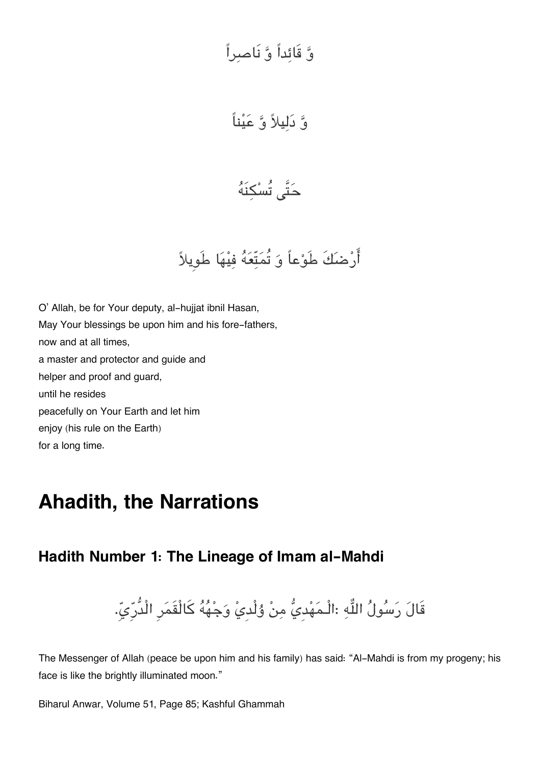وَّ قَائِداً وَّ نَاصِراً

وَّ دَلِيلاً وَّ عَيْناً

حَتَّى تُسْكِنَهُ

أَرْضَكَ طَوْعاً وَ تُمَتِّعَهُ فِيْهَا طَوِيلاً

O' Allah, be for Your deputy, al-hujjat ibnil Hasan,
May Your blessings be upon him and his fore-fathers,
now and at all times,
a master and protector and guide and
helper and proof and guard,
until he resides
peacefully on Your Earth and let him
enjoy (his rule on the Earth)
for a long time.

# Ahadith, the Narrations

## Hadith Number 1: The Lineage of Imam al-Mahdi

قَالَ رَسُولُ اللّٰهِ :الْـمَهْدِيُّ مِنْ وُلْدِيْ وَجْهُهُ كَالْقَمَرِ الْدُّرِّيِّ.

The Messenger of Allah (peace be upon him and his family) has said: "Al-Mahdi is from my progeny; his face is like the brightly illuminated moon."

Biharul Anwar, Volume 51, Page 85; Kashful Ghammah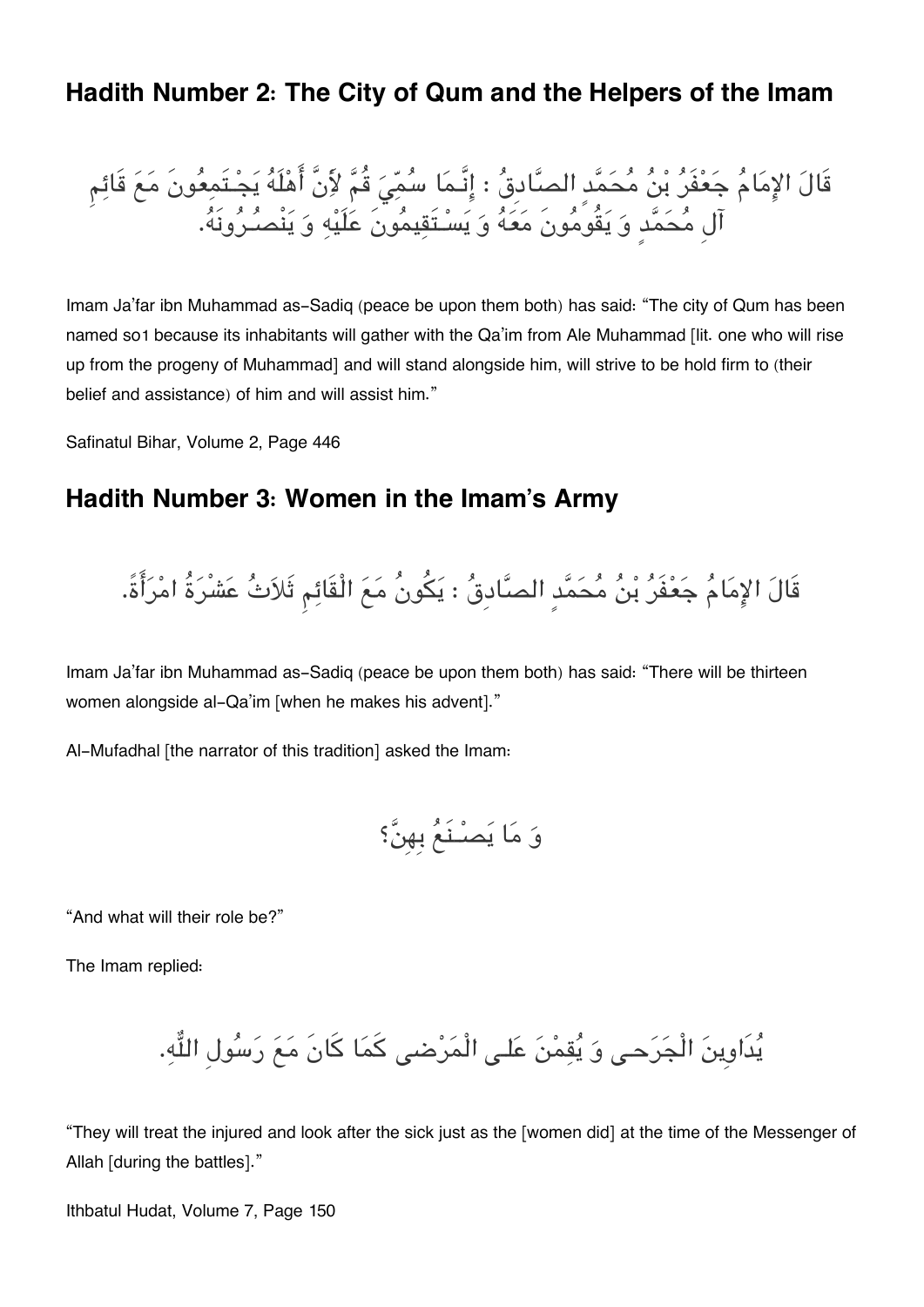## Hadith Number 2: The City of Qum and the Helpers of the Imam

قَالَ الإِمَامُ جَعْفَرُ بْنُ مُحَمَّدٍ الصَّادِقُ : إِنَّمَا سُمِّيَ قُمَّ لِأَنَّ أَهْلَهُ يَجْتَمِعُونَ مَعَ قَائِمِ آلِ مُحَمَّدٍ وَ يَقُومُونَ مَعَهُ وَ يَسْتَقِيمُونَ عَلَيْهِ وَ يَنْصُرُونَهُ.

Imam Ja'far ibn Muhammad as-Sadiq (peace be upon them both) has said: "The city of Qum has been named so[1] because its inhabitants will gather with the Qa'im from Ale Muhammad [lit. one who will rise up from the progeny of Muhammad] and will stand alongside him, will strive to be hold firm to (their belief and assistance) of him and will assist him."

Safinatul Bihar, Volume 2, Page 446

## Hadith Number 3: Women in the Imam's Army

قَالَ الإِمَامُ جَعْفَرُ بْنُ مُحَمَّدٍ الصَّادِقُ : يَكُونُ مَعَ الْقَائِمِ ثَلاَثُ عَشْرَةُ امْرَأَةً.

Imam Ja'far ibn Muhammad as-Sadiq (peace be upon them both) has said: "There will be thirteen women alongside al-Qa'im [when he makes his advent]."

Al-Mufadhal [the narrator of this tradition] asked the Imam:

وَ مَا يَصْنَعُ بِهِنَّ؟

"And what will their role be?"

The Imam replied:

يُدَاوِينَ الْجَرحى وَ يُقِمْنَ عَلى الْمَرْضى كَمَا كَانَ مَعَ رَسُولِ اللّٰهِ.

"They will treat the injured and look after the sick just as the [women did] at the time of the Messenger of Allah [during the battles]."

Ithbatul Hudat, Volume 7, Page 150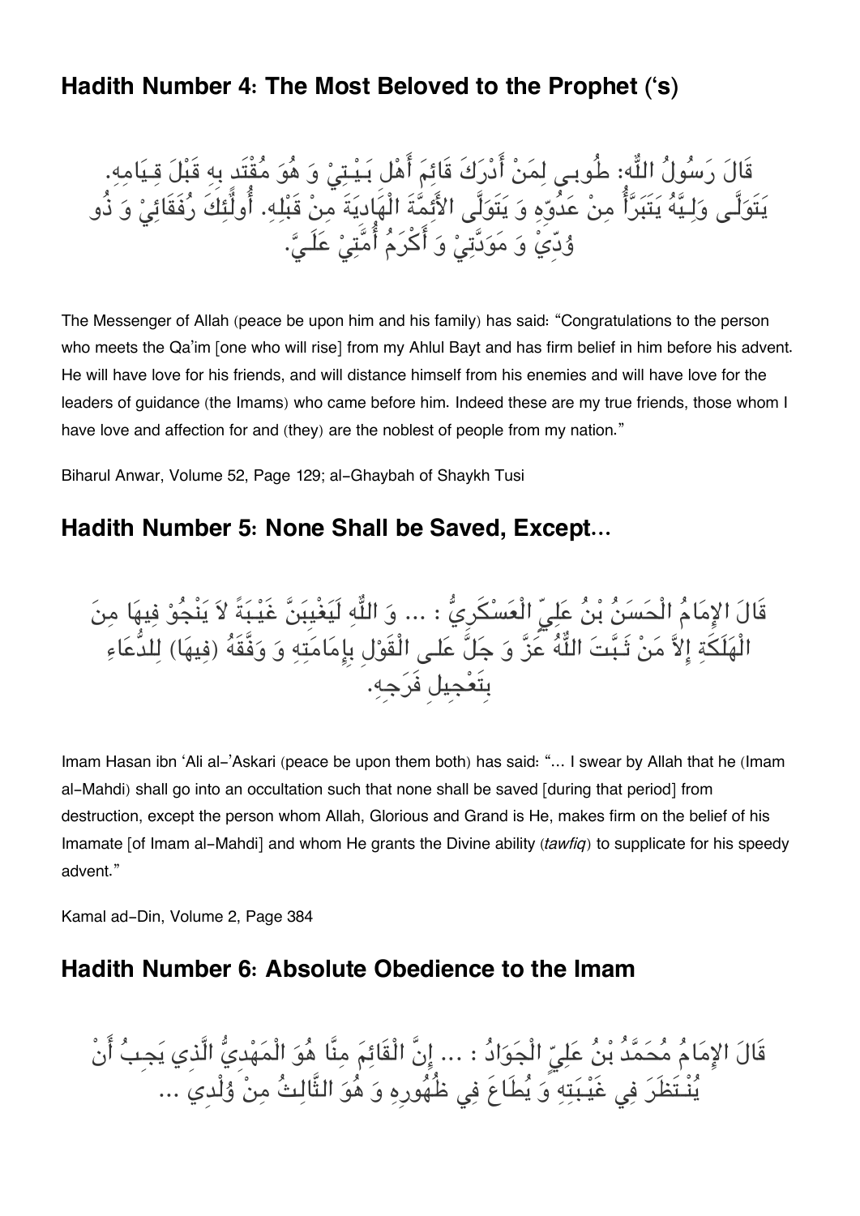## Hadith Number 4: The Most Beloved to the Prophet ('s)

قَالَ رَسُولُ اللّٰه: طُوبى لِمَنْ أَدْرَكَ قَائِمَ أَهْلِ بَيْتِيْ وَ هُوَ مُقْتَد بِهِ قَبْلَ قِيَامِه. يَتَوَلَّى وَلِيَّهُ يَتَبَرَّأُ مِنْ عَدُوِّهِ وَ يَتَوَلَّى الأَئِمَّةَ الْهَادِيَةَ مِنْ قَبْلِه. أُولٰئِكَ رُفَقَائِيْ وَ ذُو وُدِّيْ وَ مَوَدَّتِيْ وَ أَكْرَمُ أُمَّتِيْ عَلَيَّ.

The Messenger of Allah (peace be upon him and his family) has said: "Congratulations to the person who meets the Qa'im [one who will rise] from my Ahlul Bayt and has firm belief in him before his advent. He will have love for his friends, and will distance himself from his enemies and will have love for the leaders of guidance (the Imams) who came before him. Indeed these are my true friends, those whom I have love and affection for and (they) are the noblest of people from my nation."

Biharul Anwar, Volume 52, Page 129; al-Ghaybah of Shaykh Tusi

## Hadith Number 5: None Shall be Saved, Except...

قَالَ الإِمَامُ الْحَسَنُ بْنُ عَلِيِّ الْعَسْكَرِيُّ : ... وَ اللّٰهِ لَيَغْيِبَنَّ غَيْبَةً لاَ يَنْجُوْ فِيهَا مِنَ الْهَلَكَةِ إِلاَّ مَنْ ثَبَّتَ اللّٰهُ عَزَّ وَ جَلَّ عَلى الْقَوْلِ بِإِمَامَتِهِ وَ وَفَّقَهُ (فِيهَا) لِلدُّعَاءِ بِتَعْجِيلِ فَرَجِهِ.

Imam Hasan ibn 'Ali al-'Askari (peace be upon them both) has said: "... I swear by Allah that he (Imam al-Mahdi) shall go into an occultation such that none shall be saved [during that period] from destruction, except the person whom Allah, Glorious and Grand is He, makes firm on the belief of his Imamate [of Imam al-Mahdi] and whom He grants the Divine ability (*tawfiq*) to supplicate for his speedy advent."

Kamal ad-Din, Volume 2, Page 384

## Hadith Number 6: Absolute Obedience to the Imam

قَالَ الإِمَامُ مُحَمَّدُ بْنُ عَلِيِّ الْجَوَادُ : ... إِنَّ الْقَائِمَ مِنَّا هُوَ الْمَهْدِيُّ الَّذِي يَجِبُ أَنْ يُنْتَظَرَ فِي غَيْبَتِهِ وَ يُطَاعَ فِي ظُهُورِهِ وَ هُوَ الثَّالِثُ مِنْ وُلْدِي ...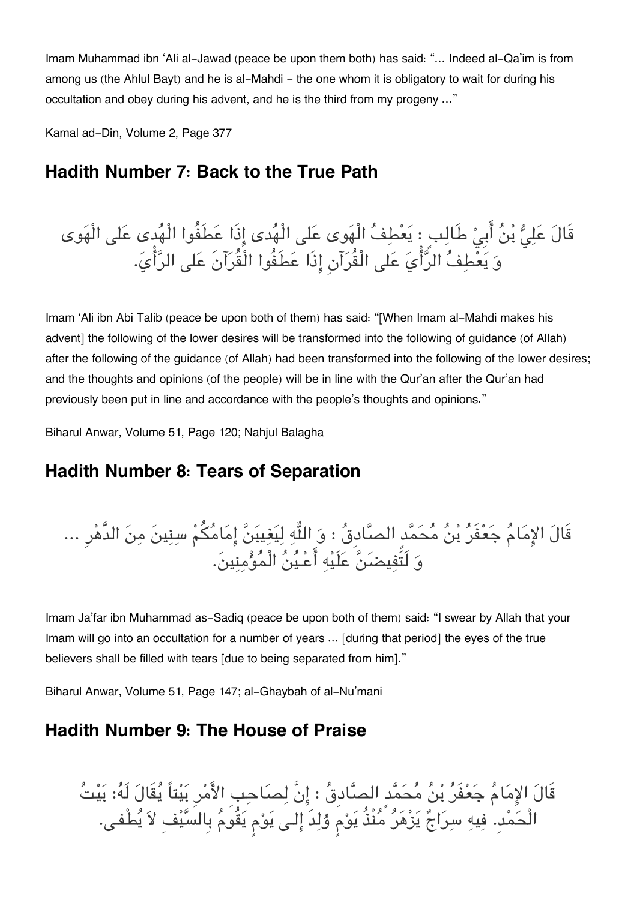Imam Muhammad ibn 'Ali al-Jawad (peace be upon them both) has said: "... Indeed al-Qa'im is from among us (the Ahlul Bayt) and he is al-Mahdi - the one whom it is obligatory to wait for during his occultation and obey during his advent, and he is the third from my progeny ..."

Kamal ad-Din, Volume 2, Page 377

## Hadith Number 7: Back to the True Path

قَالَ عَلِيُّ بْنُ أَبِيْ طَالِب : يَعْطِفُ الْهَوى عَلى الْهُدى إِذَا عَطَفُوا الْهُدى عَلى الْهَوى وَ يَعْطِفُ الرَّأْيَ عَلى الْقُرآنِ إِذَا عَطَفُوا الْقُرآنَ عَلى الرَّأْيَ.

Imam 'Ali ibn Abi Talib (peace be upon both of them) has said: "[When Imam al-Mahdi makes his advent] the following of the lower desires will be transformed into the following of guidance (of Allah) after the following of the guidance (of Allah) had been transformed into the following of the lower desires; and the thoughts and opinions (of the people) will be in line with the Qur'an after the Qur'an had previously been put in line and accordance with the people's thoughts and opinions."

Biharul Anwar, Volume 51, Page 120; Nahjul Balagha

## Hadith Number 8: Tears of Separation

قَالَ الإِمَامُ جَعْفَرُ بْنُ مُحَمَّد الصَّادِقُ : وَ اللّهِ لِيَغِيبَنَّ إِمَامُكُمْ سِنِينَ مِنَ الدَّهْرِ ... وَ لَتَفِيضَنَّ عَلَيْهِ أَعْيُنُ الْمُؤْمِنِينَ.

Imam Ja'far ibn Muhammad as-Sadiq (peace be upon both of them) said: "I swear by Allah that your Imam will go into an occultation for a number of years ... [during that period] the eyes of the true believers shall be filled with tears [due to being separated from him]."

Biharul Anwar, Volume 51, Page 147; al-Ghaybah of al-Nu'mani

## Hadith Number 9: The House of Praise

قَالَ الإِمَامُ جَعْفَرُ بْنُ مُحَمَّد الصَّادِقُ : إِنَّ لِصَاحِبِ الأَمْرِ بَيْتاً يُقَالَ لَهُ: بَيْتُ الْحَمْدِ. فِيهِ سِرَاجٌ يَزْهَرُ مُنْذُ يَوْمٍ وُلِدَ إِلى يَوْمٍ يَقُومُ بِالسَّيْفِ لاَ يُطْفى.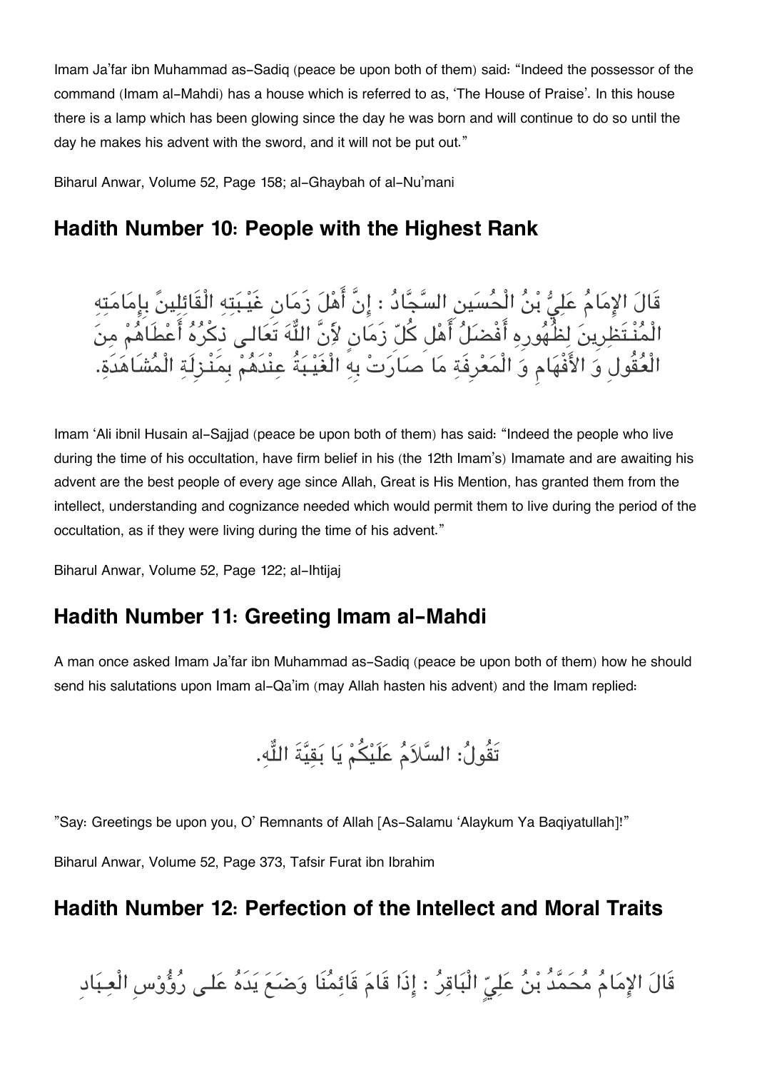Imam Ja'far ibn Muhammad as-Sadiq (peace be upon both of them) said: "Indeed the possessor of the command (Imam al-Mahdi) has a house which is referred to as, 'The House of Praise'. In this house there is a lamp which has been glowing since the day he was born and will continue to do so until the day he makes his advent with the sword, and it will not be put out."

Biharul Anwar, Volume 52, Page 158; al-Ghaybah of al-Nu'mani

## Hadith Number 10: People with the Highest Rank

قَالَ الإِمَامُ عَلِيُّ بْنُ الْحُسَينِ السَّجَّادُ : إِنَّ أَهْلَ زَمَانِ غَيْبَتِهِ الْقَائِلِينَ بِإِمَامَتِهِ الْمُنْتَظِرِينَ لِظُهُورِهِ أَفْضَلُ أَهْلِ كُلِّ زَمَانٍ لِأَنَّ اللّٰهَ تَعَالى ذِكْرُهُ أَعْطَاهُمْ مِنَ الْعُقُولِ وَ الأَفْهَامِ وَ الْمَعْرِفَةِ مَا صَارَتْ بِهِ الْغَيْبَةُ عِنْدَهُمْ بِمَنْزِلَةِ الْمُشَاهَدَةِ.

Imam 'Ali ibnil Husain al-Sajjad (peace be upon both of them) has said: "Indeed the people who live during the time of his occultation, have firm belief in his (the 12th Imam's) Imamate and are awaiting his advent are the best people of every age since Allah, Great is His Mention, has granted them from the intellect, understanding and cognizance needed which would permit them to live during the period of the occultation, as if they were living during the time of his advent."

Biharul Anwar, Volume 52, Page 122; al-Ihtijaj

## Hadith Number 11: Greeting Imam al-Mahdi

A man once asked Imam Ja'far ibn Muhammad as-Sadiq (peace be upon both of them) how he should send his salutations upon Imam al-Qa'im (may Allah hasten his advent) and the Imam replied:

تَقُولُ: السَّلاَمُ عَلَيْكُمْ يَا بَقِيَّةَ اللّٰهِ.

"Say: Greetings be upon you, O' Remnants of Allah [As-Salamu 'Alaykum Ya Baqiyatullah]!"

Biharul Anwar, Volume 52, Page 373, Tafsir Furat ibn Ibrahim

## Hadith Number 12: Perfection of the Intellect and Moral Traits

قَالَ الإِمَامُ مُحَمَّدُ بْنُ عَلِيٍّ الْبَاقِرُ : إِذَا قَامَ قَائِمُنَا وَضَعَ يَدَهُ عَلى رُؤُوْسِ الْعِبَادِ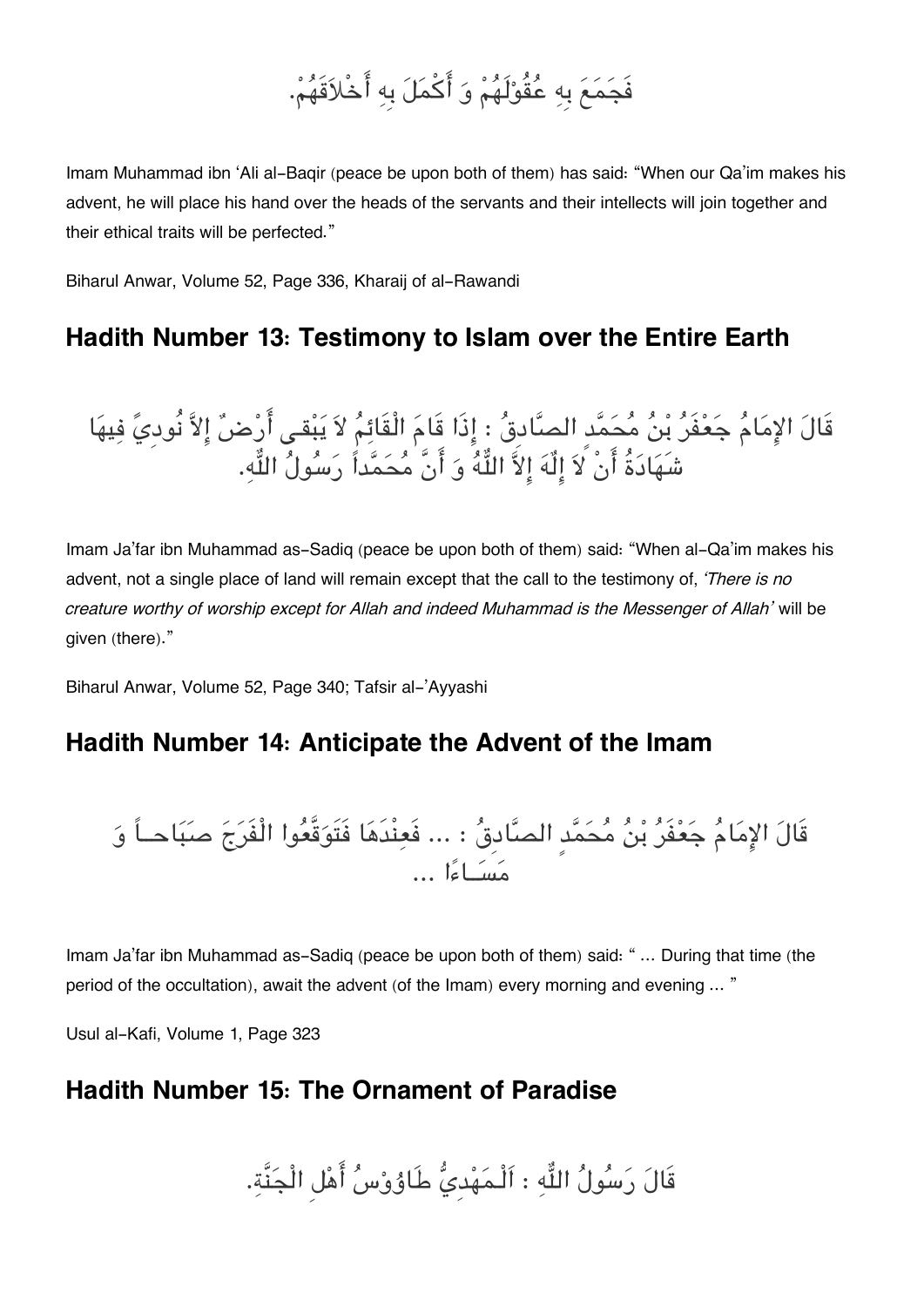فَجَمَعَ بِهِ عُقُوْلَهُمْ وَ أَكْمَلَ بِهِ أَخْلاَقَهُمْ.

Imam Muhammad ibn 'Ali al-Baqir (peace be upon both of them) has said: "When our Qa'im makes his advent, he will place his hand over the heads of the servants and their intellects will join together and their ethical traits will be perfected."

Biharul Anwar, Volume 52, Page 336, Kharaij of al-Rawandi

## Hadith Number 13: Testimony to Islam over the Entire Earth

قَالَ الإِمَامُ جَعْفَرُ بْنُ مُحَمَّد الصَّادِقُ : إِذَا قَامَ الْقَائِمُ لاَ يَبْقى أَرْضٌ إِلاَّ نُودِيَ فِيهَا شَهَادَةُ أَنْ لاَ إِلَّهَ إِلاَّ اللّهُ وَ أَنَّ مُحَمَّداً رَسُولُ اللّهِ.

Imam Ja'far ibn Muhammad as-Sadiq (peace be upon both of them) said: "When al-Qa'im makes his advent, not a single place of land will remain except that the call to the testimony of, *'There is no creature worthy of worship except for Allah and indeed Muhammad is the Messenger of Allah'* will be given (there)."

Biharul Anwar, Volume 52, Page 340; Tafsir al-'Ayyashi

## Hadith Number 14: Anticipate the Advent of the Imam

قَالَ الإِمَامُ جَعْفَرُ بْنُ مُحَمَّدٍ الصَّادِقُ : ... فَعِنْدَهَا فَتَوَقَّعُوا الْفَرَجَ صَبَاحاً وَ مَسَاءًا ...

Imam Ja'far ibn Muhammad as-Sadiq (peace be upon both of them) said: " ... During that time (the period of the occultation), await the advent (of the Imam) every morning and evening ... "

Usul al-Kafi, Volume 1, Page 323

## Hadith Number 15: The Ornament of Paradise

قَالَ رَسُولُ اللّهِ : اَلْمَهْدِيُّ طَاوُوْسُ أَهْلِ الْجَنَّةِ.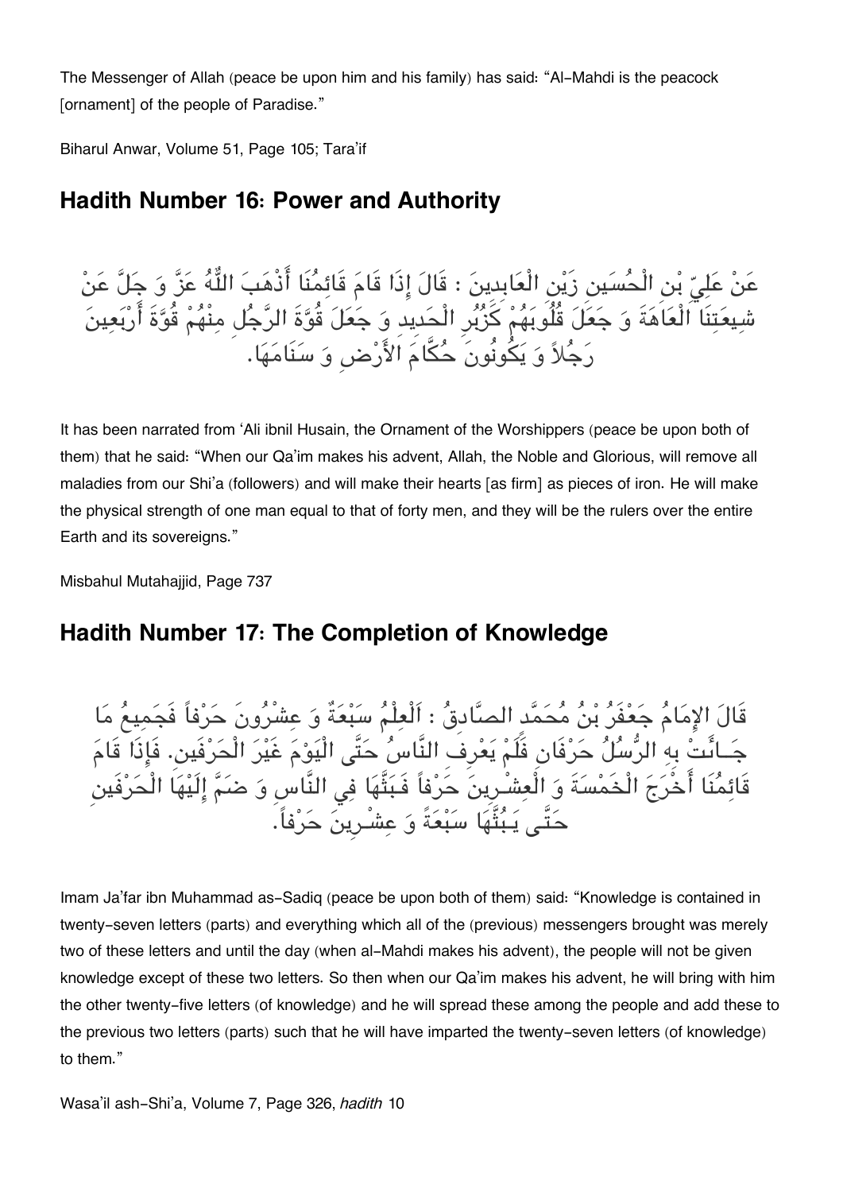The Messenger of Allah (peace be upon him and his family) has said: "Al-Mahdi is the peacock [ornament] of the people of Paradise."

Biharul Anwar, Volume 51, Page 105; Tara'if

## Hadith Number 16: Power and Authority

عَنْ عَلِيِّ بْنِ الْحُسَينِ زَيْنِ الْعَابِدِينَ : قَالَ إِذَا قَامَ قَائِمُنَا أَذْهَبَ اللَّهُ عَزَّ وَ جَلَّ عَنْ شِيعَتِنَا الْعَاهَةَ وَ جَعَلَ قُلُوبَهُمْ كَزُبُرِ الْحَدِيدِ وَ جَعَلَ قُوَّةَ الرَّجُلِ مِنْهُمْ قُوَّةَ أَرْبَعِينَ رَجُلاً وَ يَكُونُونَ حُكَّامَ الأَرْضِ وَ سَنَامَهَا.

It has been narrated from 'Ali ibnil Husain, the Ornament of the Worshippers (peace be upon both of them) that he said: "When our Qa'im makes his advent, Allah, the Noble and Glorious, will remove all maladies from our Shi'a (followers) and will make their hearts [as firm] as pieces of iron. He will make the physical strength of one man equal to that of forty men, and they will be the rulers over the entire Earth and its sovereigns."

Misbahul Mutahajjid, Page 737

## Hadith Number 17: The Completion of Knowledge

قَالَ الإِمَامُ جَعْفَرُ بْنُ مُحَمَّدٍ الصَّادِقُ : اَلْعِلْمُ سَبْعَةٌ وَ عِشْرُونَ حَرْفاً فَجَمِيعُ مَا جَـاءَتْ بِهِ الرُّسُلُ حَرْفَانِ فَلَمْ يَعْرِفِ النَّاسُ حَتَّى الْيَوْمَ غَيْرَ الْحَرْفَينِ. فَإِذَا قَامَ قَائِمُنَا أَخْرَجَ الْخَمْسَةَ وَ الْعِشْـرِينَ حَرْفاً فَبَثَّهَا فِي النَّاسِ وَ ضَمَّ إِلَيْهَا الْحَرْفَينِ حَتَّى يَبُثُّهَا سَبْعَةً وَ عِشْـرِينَ حَرْفاً.

Imam Ja'far ibn Muhammad as-Sadiq (peace be upon both of them) said: "Knowledge is contained in twenty-seven letters (parts) and everything which all of the (previous) messengers brought was merely two of these letters and until the day (when al-Mahdi makes his advent), the people will not be given knowledge except of these two letters. So then when our Qa'im makes his advent, he will bring with him the other twenty-five letters (of knowledge) and he will spread these among the people and add these to the previous two letters (parts) such that he will have imparted the twenty-seven letters (of knowledge) to them."

Wasa'il ash-Shi'a, Volume 7, Page 326, *hadith* 10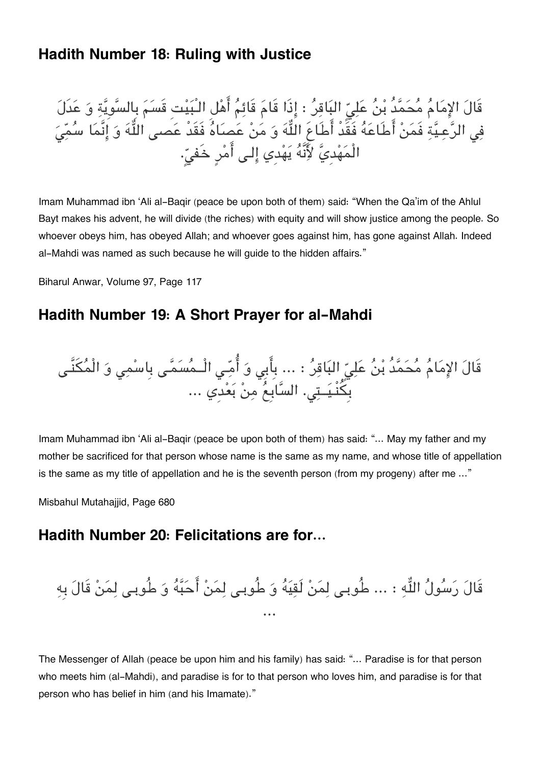## Hadith Number 18: Ruling with Justice

قَالَ الإمَامُ مُحَمَّدُ بْنُ عَلِيِّ البَاقِرُ : إِذَا قَامَ قَائِمُ أَهْلِ الْبَيْتِ قَسَمَ بالسَّوِيَّةِ وَ عَدَلَ فِي الرَّعِيَّةِ فَمَنْ أَطَاعَهُ فَقَدْ أَطَاعَ اللَّهَ وَ مَنْ عَصَاهُ فَقَدْ عَصى اللَّهَ وَ إِنَّمَا سُمِّيَ الْمَهْدِيَّ لأَنَّهُ يَهْدِي إِلى أَمْرٍ خَفِيٍّ.

Imam Muhammad ibn 'Ali al-Baqir (peace be upon both of them) said: "When the Qa'im of the Ahlul Bayt makes his advent, he will divide (the riches) with equity and will show justice among the people. So whoever obeys him, has obeyed Allah; and whoever goes against him, has gone against Allah. Indeed al-Mahdi was named as such because he will guide to the hidden affairs."

Biharul Anwar, Volume 97, Page 117

## Hadith Number 19: A Short Prayer for al-Mahdi

قَالَ الإمَامُ مُحَمَّدُ بْنُ عَلِيِّ البَاقِرُ : ... بِأَبِي وَ أُمِّي الْـمُسَمَّى بِاسْمِي وَ الْمُكَنَّى بِكُنْيَـتِي. السَّابِعُ مِنْ بَعْدِي ...

Imam Muhammad ibn 'Ali al-Baqir (peace be upon both of them) has said: "... May my father and my mother be sacrificed for that person whose name is the same as my name, and whose title of appellation is the same as my title of appellation and he is the seventh person (from my progeny) after me ..."

Misbahul Mutahajjid, Page 680

## Hadith Number 20: Felicitations are for...

قَالَ رَسُولُ اللَّهِ : ... طُوبى لِمَنْ لَقِيَهُ وَ طُوبى لِمَنْ أَحَبَّهُ وَ طُوبى لِمَنْ قَالَ بِهِ ...

The Messenger of Allah (peace be upon him and his family) has said: "... Paradise is for that person who meets him (al-Mahdi), and paradise is for to that person who loves him, and paradise is for that person who has belief in him (and his Imamate)."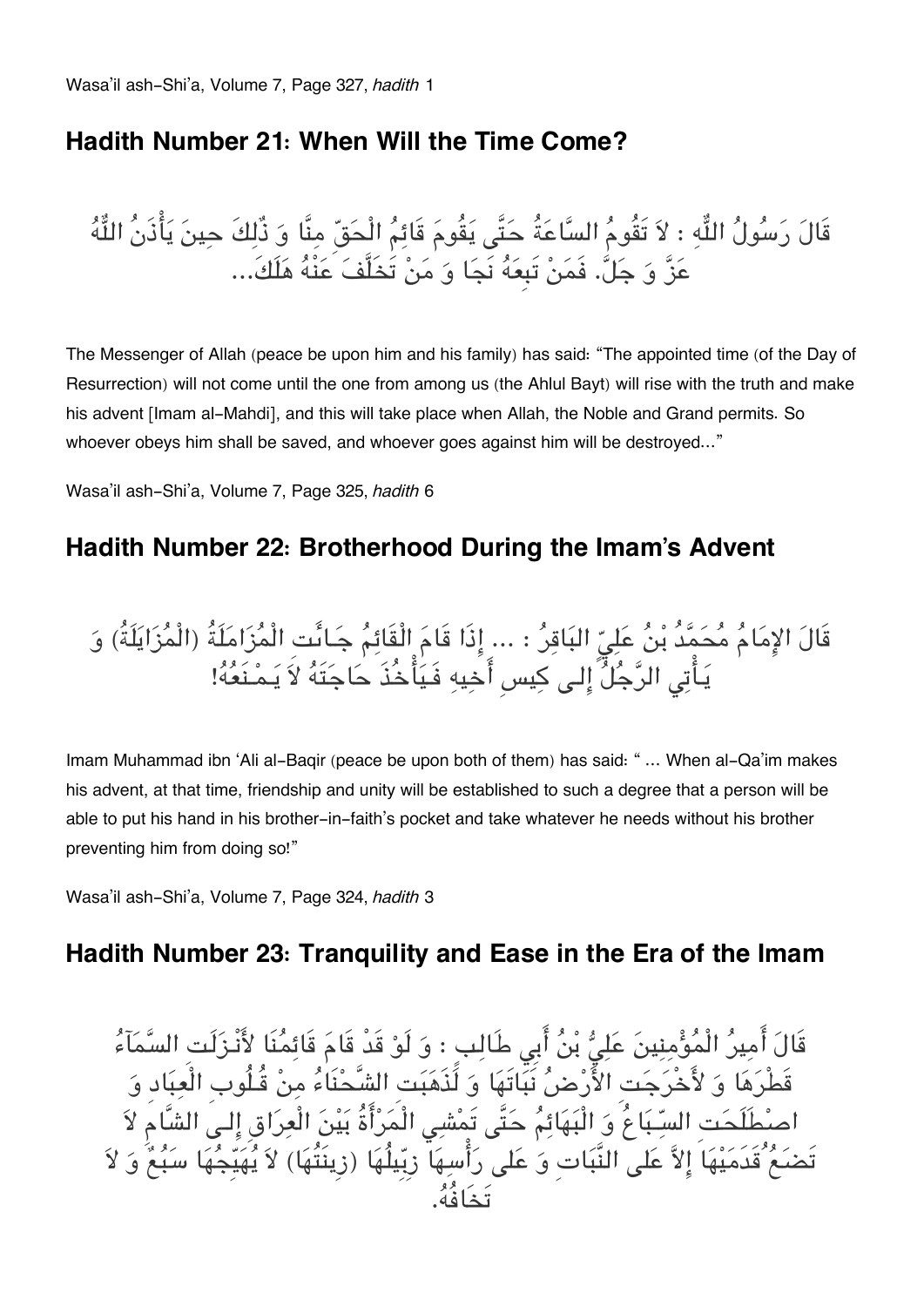Wasa'il ash-Shi'a, Volume 7, Page 327, *hadith* 1

## Hadith Number 21: When Will the Time Come?

قَالَ رَسُولُ اللّٰهِ : لاَ تَقُومُ السَّاعَةُ حَتَّى يَقُومَ قَائِمُ الْحَقِّ مِنَّا وَ ذٰلِكَ حِينَ يَأْذَنُ اللّٰهُ عَزَّ وَ جَلَّ. فَمَنْ تَبِعَهُ نَجَا وَ مَنْ تَخَلَّفَ عَنْهُ هَلَكَ...

The Messenger of Allah (peace be upon him and his family) has said: "The appointed time (of the Day of Resurrection) will not come until the one from among us (the Ahlul Bayt) will rise with the truth and make his advent [Imam al-Mahdi], and this will take place when Allah, the Noble and Grand permits. So whoever obeys him shall be saved, and whoever goes against him will be destroyed..."

Wasa'il ash-Shi'a, Volume 7, Page 325, *hadith* 6

## Hadith Number 22: Brotherhood During the Imam's Advent

قَالَ الإِمَامُ مُحَمَّدُ بْنُ عَلِيٍّ البَاقِرُ : ... إِذَا قَامَ الْقَائِمُ جَاءَتِ الْمُزَامَلَةُ (الْمُزَايَلَةُ) وَ يَأْتِي الرَّجُلُ إِلى كِيسِ أَخِيهِ فَيَأْخُذَ حَاجَتَهُ لاَ يَمْنَعُهُ!

Imam Muhammad ibn 'Ali al-Baqir (peace be upon both of them) has said: " ... When al-Qa'im makes his advent, at that time, friendship and unity will be established to such a degree that a person will be able to put his hand in his brother-in-faith's pocket and take whatever he needs without his brother preventing him from doing so!"

Wasa'il ash-Shi'a, Volume 7, Page 324, *hadith* 3

## Hadith Number 23: Tranquility and Ease in the Era of the Imam

قَالَ أَمِيرُ الْمُؤْمِنِينَ عَلِيُّ بْنُ أَبِي طَالِبٍ : وَ لَوْ قَدْ قَامَ قَائِمُنَا لأَنْزَلَتِ السَّمَآءُ قَطْرَهَا وَ لأَخْرَجَتِ الأَرْضُ نَبَاتَهَا وَ لَذَهَبَتِ الشَّحْنَاءُ مِنْ قُلُوبِ الْعِبَادِ وَ اصْطَلَحَتِ السِّبَاعُ وَ الْبَهَائِمُ حَتَّى تَمْشِي الْمَرْأَةُ بَيْنَ الْعِرَاقِ إِلى الشَّامِ لاَ تَضَعُ قَدَمَيْهَا إِلاَّ عَلَى النَّبَاتِ وَ عَلى رَأْسِهَا زِبِّيلُهَا (زِينَتُهَا) لاَ يُهَيِّجُهَا سَبُعٌ وَ لاَ تَخَافُهُ.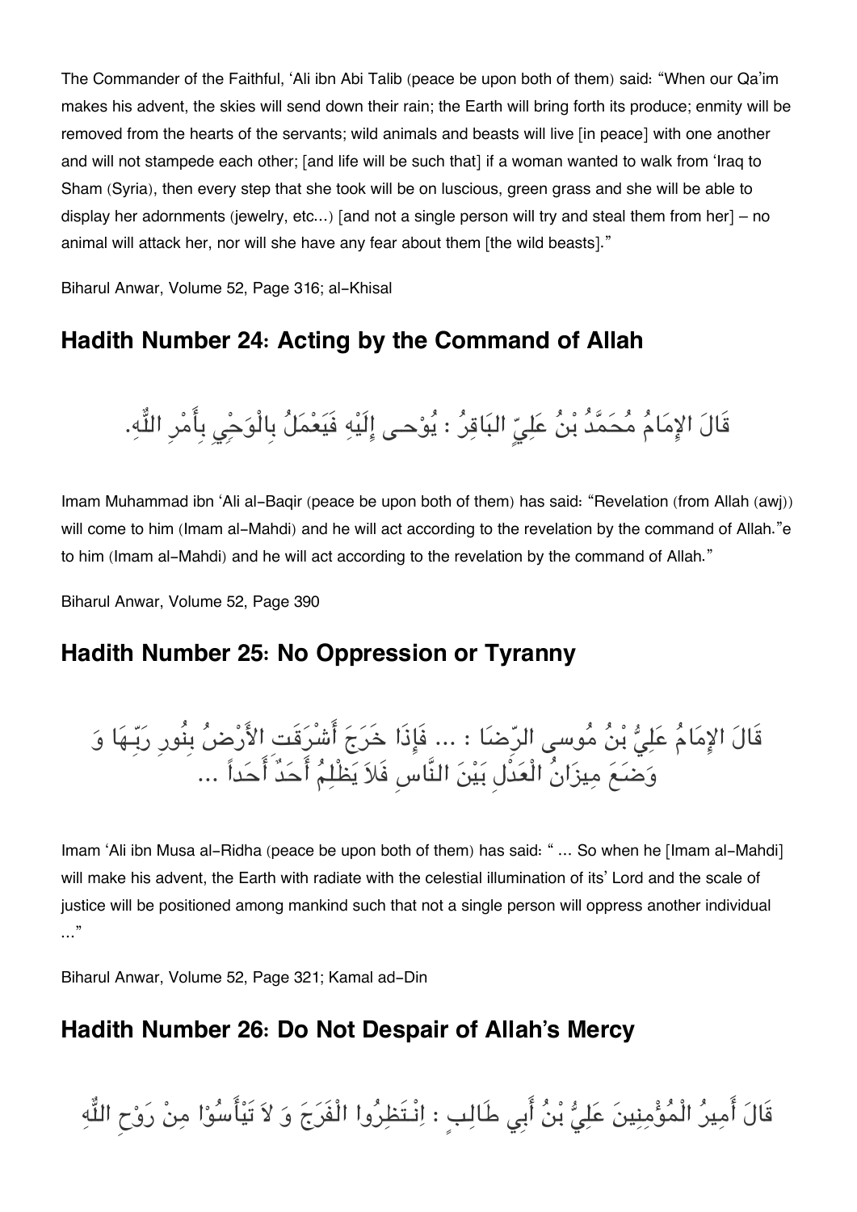The Commander of the Faithful, 'Ali ibn Abi Talib (peace be upon both of them) said: "When our Qa'im makes his advent, the skies will send down their rain; the Earth will bring forth its produce; enmity will be removed from the hearts of the servants; wild animals and beasts will live [in peace] with one another and will not stampede each other; [and life will be such that] if a woman wanted to walk from 'Iraq to Sham (Syria), then every step that she took will be on luscious, green grass and she will be able to display her adornments (jewelry, etc...) [and not a single person will try and steal them from her] – no animal will attack her, nor will she have any fear about them [the wild beasts]."

Biharul Anwar, Volume 52, Page 316; al-Khisal

## Hadith Number 24: Acting by the Command of Allah

قَالَ الإِمَامُ مُحَمَّدُ بْنُ عَلِيٍّ البَاقِرُ : يُوْحـى إِلَيْهِ فَيَعْمَلُ بِالْوَحْيِ بِأَمْرِ اللّٰهِ.

Imam Muhammad ibn 'Ali al-Baqir (peace be upon both of them) has said: "Revelation (from Allah (awj)) will come to him (Imam al-Mahdi) and he will act according to the revelation by the command of Allah."e to him (Imam al-Mahdi) and he will act according to the revelation by the command of Allah."

Biharul Anwar, Volume 52, Page 390

## Hadith Number 25: No Oppression or Tyranny

قَالَ الإِمَامُ عَلِيُّ بْنُ مُوسى الرِّضَا : ... فَإِذَا خَرَجَ أَشْرَقَتِ الأَرْضُ بِنُورِ رَبِّـهَا وَ وَضَعَ مِيزَانُ الْعَدْلِ بَيْنَ النَّاسِ فَلاَ يَظْلِمُ أَحَدٌ أَحَداً ...

Imam 'Ali ibn Musa al-Ridha (peace be upon both of them) has said: " ... So when he [Imam al-Mahdi] will make his advent, the Earth with radiate with the celestial illumination of its' Lord and the scale of justice will be positioned among mankind such that not a single person will oppress another individual ..."

Biharul Anwar, Volume 52, Page 321; Kamal ad-Din

## Hadith Number 26: Do Not Despair of Allah's Mercy

قَالَ أَمِيرُ الْمُؤْمِنِينَ عَلِيُّ بْنُ أَبِي طَالِبٍ : اِنْـتَظِرُوا الْفَرَجَ وَ لاَ تَيْأَسُوْا مِنْ رَوْحِ اللّٰهِ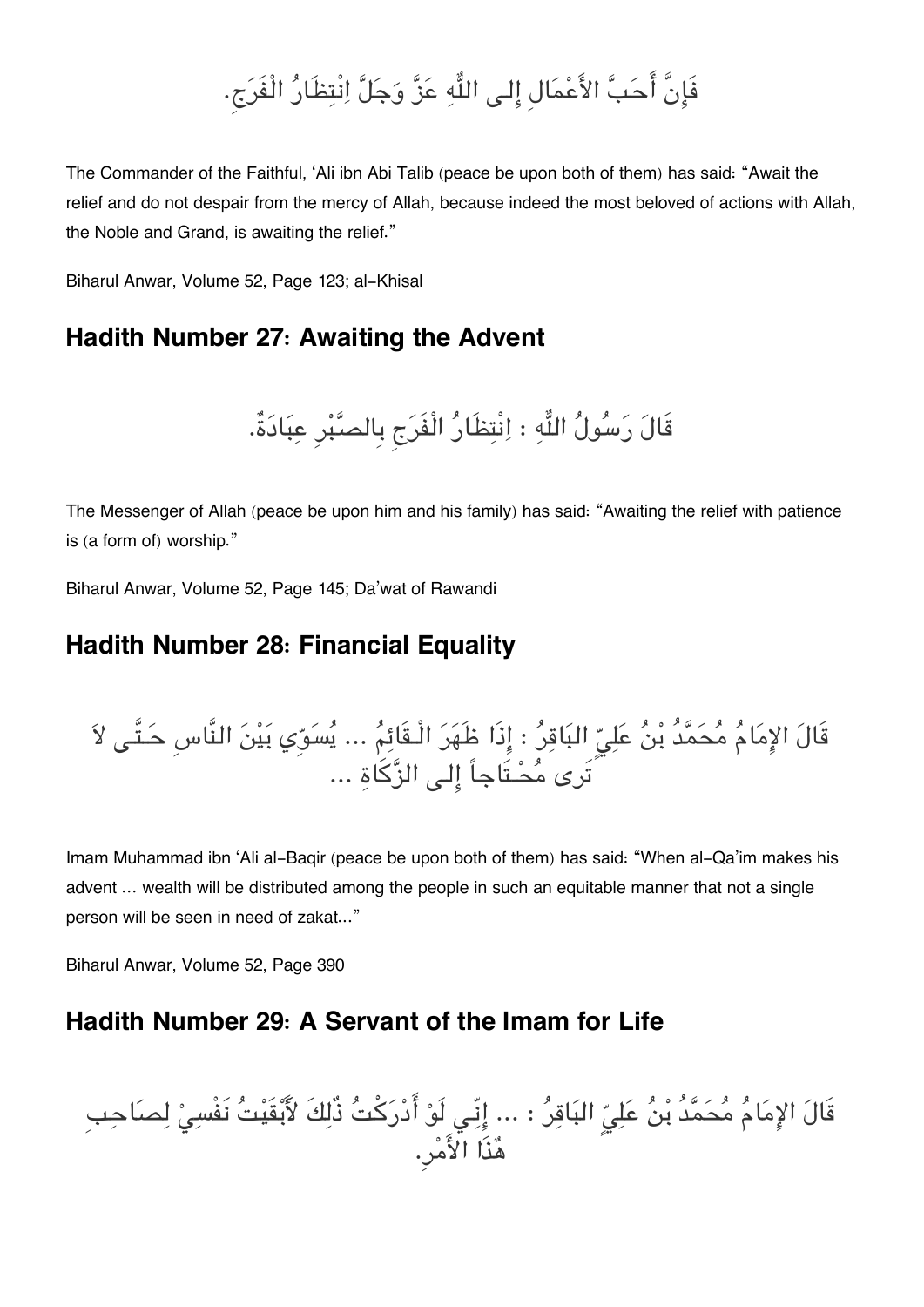فَإِنَّ أَحَبَّ الأَعْمَالِ إِلى اللّٰهِ عَزَّ وَجَلَّ اِنْتِظَارُ الْفَرَجِ.

The Commander of the Faithful, 'Ali ibn Abi Talib (peace be upon both of them) has said: "Await the relief and do not despair from the mercy of Allah, because indeed the most beloved of actions with Allah, the Noble and Grand, is awaiting the relief."

Biharul Anwar, Volume 52, Page 123; al-Khisal

## Hadith Number 27: Awaiting the Advent

قَالَ رَسُولُ اللّٰهِ : اِنْتِظَارُ الْفَرَجِ بِالصَّبْرِ عِبَادَةٌ.

The Messenger of Allah (peace be upon him and his family) has said: "Awaiting the relief with patience is (a form of) worship."

Biharul Anwar, Volume 52, Page 145; Da'wat of Rawandi

## Hadith Number 28: Financial Equality

قَالَ الإِمَامُ مُحَمَّدُ بْنُ عَلِيٍّ البَاقِرُ : إِذَا ظَهَرَ الْقَائِمُ ... يُسَوِّي بَيْنَ النَّاسِ حَتَّى لاَ تَرى مُحْتَاجاً إِلى الزَّكَاةِ ...

Imam Muhammad ibn 'Ali al-Baqir (peace be upon both of them) has said: "When al-Qa'im makes his advent ... wealth will be distributed among the people in such an equitable manner that not a single person will be seen in need of zakat..."

Biharul Anwar, Volume 52, Page 390

## Hadith Number 29: A Servant of the Imam for Life

قَالَ الإِمَامُ مُحَمَّدُ بْنُ عَلِيٍّ البَاقِرُ : ... إِنِّي لَوْ أَدْرَكْتُ ذٰلِكَ لأَبْقَيْتُ نَفْسِيْ لِصَاحِبِ هٰذَا الأَمْرِ.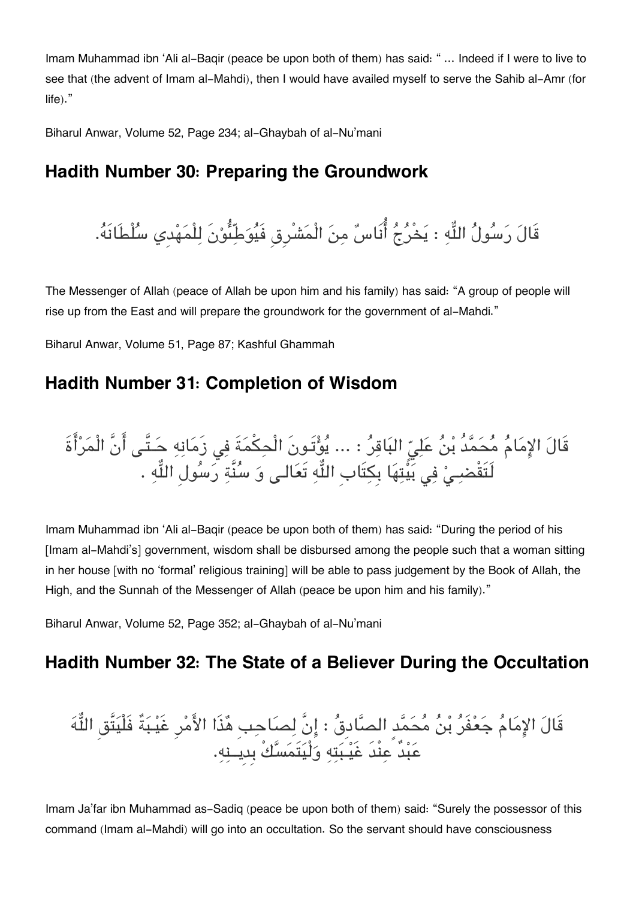Imam Muhammad ibn 'Ali al-Baqir (peace be upon both of them) has said: " ... Indeed if I were to live to see that (the advent of Imam al-Mahdi), then I would have availed myself to serve the Sahib al-Amr (for life)."

Biharul Anwar, Volume 52, Page 234; al-Ghaybah of al-Nu'mani

## Hadith Number 30: Preparing the Groundwork

قَالَ رَسُولُ اللّٰهِ : يَخْرُجُ أُنَاسٌ مِنَ الْمَشْرِقِ فَيُوَطِّئُوْنَ لِلْمَهْدِي سُلْطَانَهُ.

The Messenger of Allah (peace of Allah be upon him and his family) has said: "A group of people will rise up from the East and will prepare the groundwork for the government of al-Mahdi."

Biharul Anwar, Volume 51, Page 87; Kashful Ghammah

## Hadith Number 31: Completion of Wisdom

قَالَ الإِمَامُ مُحَمَّدُ بْنُ عَلِيِّ البَاقِرُ : ... يُؤْتَونَ الْحِكْمَةَ فِي زَمَانِهِ حَتَّى أَنَّ الْمَرْأَةَ لَتَقْضِيْ فِي بَيْتِهَا بِكِتَابِ اللّٰهِ تَعَالى وَ سُنَّةِ رَسُولِ اللّٰهِ .

Imam Muhammad ibn 'Ali al-Baqir (peace be upon both of them) has said: "During the period of his [Imam al-Mahdi's] government, wisdom shall be disbursed among the people such that a woman sitting in her house [with no 'formal' religious training] will be able to pass judgement by the Book of Allah, the High, and the Sunnah of the Messenger of Allah (peace be upon him and his family)."

Biharul Anwar, Volume 52, Page 352; al-Ghaybah of al-Nu'mani

## Hadith Number 32: The State of a Believer During the Occultation

قَالَ الإِمَامُ جَعْفَرُ بْنُ مُحَمَّد الصَّادِقُ : إِنَّ لِصَاحِبِ هٰذَا الأَمْرِ غَيْبَةٌ فَلْيَتَّقِ اللّٰهَ عَبْدٌ عِنْدَ غَيْبَتِهِ وَلْيَتَمَسَّكْ بِدِينِهِ.

Imam Ja'far ibn Muhammad as-Sadiq (peace be upon both of them) said: "Surely the possessor of this command (Imam al-Mahdi) will go into an occultation. So the servant should have consciousness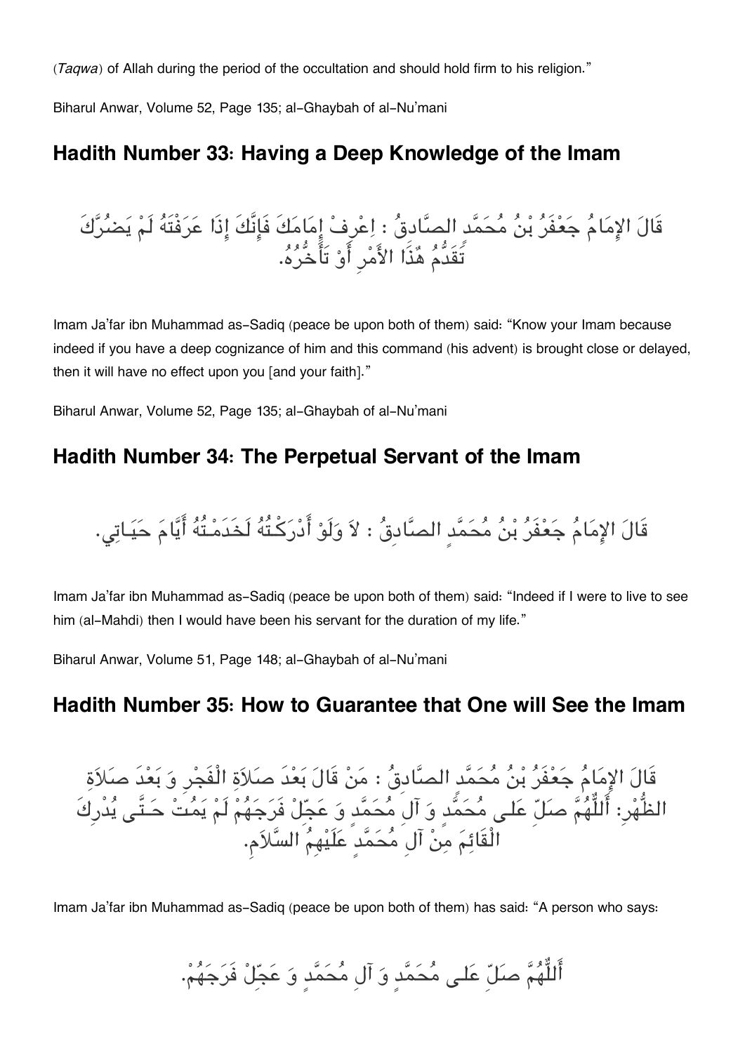(*Taqwa*) of Allah during the period of the occultation and should hold firm to his religion."

Biharul Anwar, Volume 52, Page 135; al-Ghaybah of al-Nu'mani

## Hadith Number 33: Having a Deep Knowledge of the Imam

قَالَ الإمَامُ جَعْفَرُ بْنُ مُحَمَّد الصَّادقُ : اِعْرِفْ إِمَامَكَ فَإِنَّكَ إِذَا عَرَفْتَهُ لَمْ يَضُرَّكَ تَقَدُّمُ هٰذَا الأَمْرِ أَوْ تَأَخُّرُهُ.

Imam Ja'far ibn Muhammad as-Sadiq (peace be upon both of them) said: "Know your Imam because indeed if you have a deep cognizance of him and this command (his advent) is brought close or delayed, then it will have no effect upon you [and your faith]."

Biharul Anwar, Volume 52, Page 135; al-Ghaybah of al-Nu'mani

## Hadith Number 34: The Perpetual Servant of the Imam

قَالَ الإمَامُ جَعْفَرُ بْنُ مُحَمَّدٍ الصَّادِقُ : لاَ وَلَوْ أَدْرَكْتُهُ لَخَدَمْتُهُ أَيَّامَ حَيَاتِي.

Imam Ja'far ibn Muhammad as-Sadiq (peace be upon both of them) said: "Indeed if I were to live to see him (al-Mahdi) then I would have been his servant for the duration of my life."

Biharul Anwar, Volume 51, Page 148; al-Ghaybah of al-Nu'mani

## Hadith Number 35: How to Guarantee that One will See the Imam

قَالَ الإمَامُ جَعْفَرُ بْنُ مُحَمَّد الصَّادقُ : مَنْ قَالَ بَعْدَ صَلاَةِ الْفَجْرِ وَ بَعْدَ صَلاَةِ الظُّهْرِ: أَللّٰهُمَّ صَلِّ عَلى مُحَمَّدٍ وَ آلِ مُحَمَّدٍ وَ عَجِّلْ فَرَجَهُمْ لَمْ يَمُتْ حَتَّى يُدْرِكَ الْقَائِمَ مِنْ آلِ مُحَمَّدٍ عَلَيْهِمُ السَّلاَمِ.

Imam Ja'far ibn Muhammad as-Sadiq (peace be upon both of them) has said: "A person who says:

أَللّٰهُمَّ صَلِّ عَلى مُحَمَّدٍ وَ آلِ مُحَمَّدٍ وَ عَجِّلْ فَرَجَهُمْ.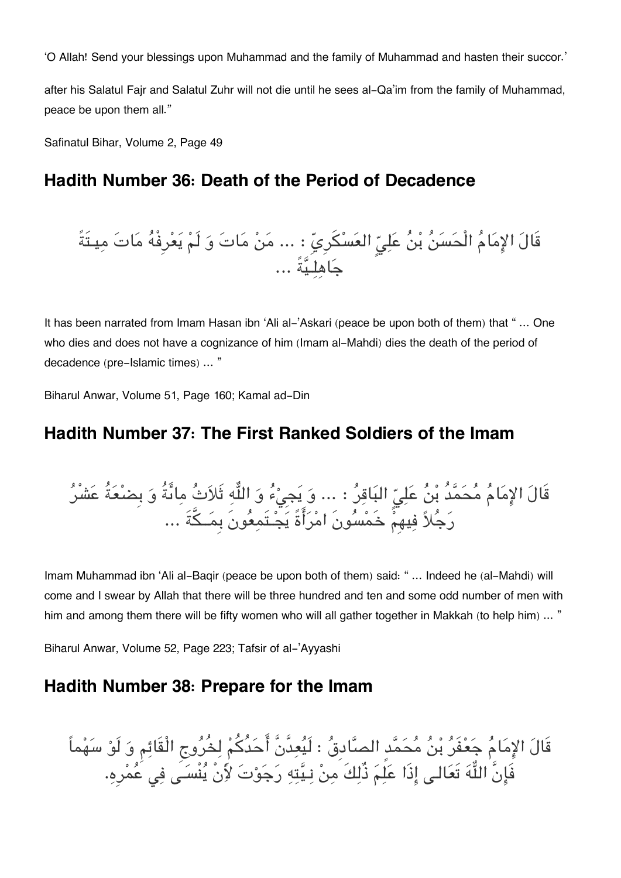'O Allah! Send your blessings upon Muhammad and the family of Muhammad and hasten their succor.'

after his Salatul Fajr and Salatul Zuhr will not die until he sees al-Qa'im from the family of Muhammad, peace be upon them all."

Safinatul Bihar, Volume 2, Page 49

## Hadith Number 36: Death of the Period of Decadence

قَالَ الإِمَامُ الْحَسَنُ بْنُ عَلِيٍّ العَسْكَرِيّ : ... مَنْ مَاتَ وَ لَمْ يَعْرِفْهُ مَاتَ مِيتَةً جَاهِلِيَّةً ...

It has been narrated from Imam Hasan ibn 'Ali al-'Askari (peace be upon both of them) that " ... One who dies and does not have a cognizance of him (Imam al-Mahdi) dies the death of the period of decadence (pre-Islamic times) ... "

Biharul Anwar, Volume 51, Page 160; Kamal ad-Din

## Hadith Number 37: The First Ranked Soldiers of the Imam

قَالَ الإِمَامُ مُحَمَّدُ بْنُ عَلِيّ البَاقِرُ : ... وَ يَجِيْءُ وَ اللّٰهِ ثَلاثُ مِائَةُ وَ بِضْعَةُ عَشْرُ رَجُلاً فِيهِمْ خَمْسُونَ امْرَأَةً يَجْتَمِعُونَ بِمَكَّةَ ...

Imam Muhammad ibn 'Ali al-Baqir (peace be upon both of them) said: " ... Indeed he (al-Mahdi) will come and I swear by Allah that there will be three hundred and ten and some odd number of men with him and among them there will be fifty women who will all gather together in Makkah (to help him) ... "

Biharul Anwar, Volume 52, Page 223; Tafsir of al-'Ayyashi

## Hadith Number 38: Prepare for the Imam

قَالَ الإِمَامُ جَعْفَرُ بْنُ مُحَمَّد الصَّادِقُ : لَيُعِدَّنَّ أَحَدُكُمْ لِخُرُوجِ الْقَائِمِ وَ لَوْ سَهْماً فَإِنَّ اللّٰهَ تَعَالى إِذَا عَلِمَ ذٰلِكَ مِنْ نِيَّتِهِ رَجَوْتَ لأَنْ يُنْسَى فِي عُمْرِهِ.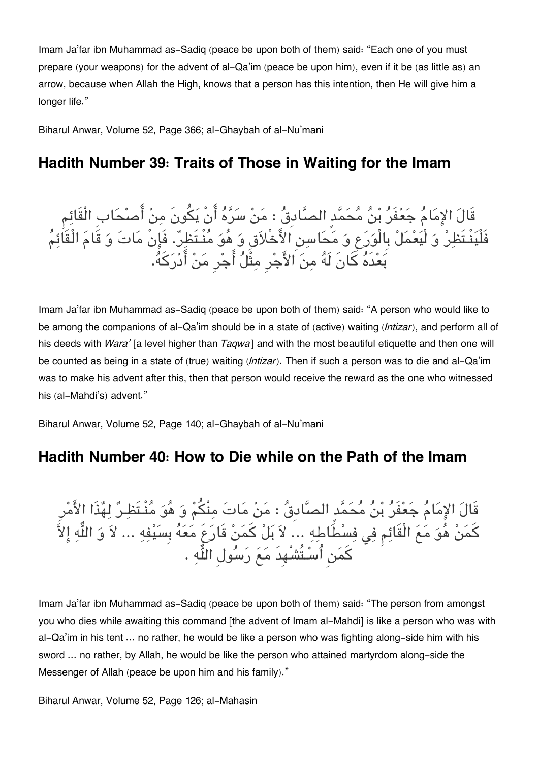Imam Ja'far ibn Muhammad as-Sadiq (peace be upon both of them) said: "Each one of you must prepare (your weapons) for the advent of al-Qa'im (peace be upon him), even if it be (as little as) an arrow, because when Allah the High, knows that a person has this intention, then He will give him a longer life."

Biharul Anwar, Volume 52, Page 366; al-Ghaybah of al-Nu'mani

## Hadith Number 39: Traits of Those in Waiting for the Imam

قَالَ الإِمَامُ جَعْفَرُ بْنُ مُحَمَّدٍ الصَّادِقُ : مَنْ سَرَّهُ أَنْ يَكُونَ مِنْ أَصْحَابِ الْقَائِمِ فَلْيَنْتَظِرْ وَ لْيَعْمَلْ بِالْوَرَعِ وَ مَحَاسِنِ الأَخْلاَقِ وَ هُوَ مُنْتَظِرٌ. فَإِنْ مَاتَ وَ قَامَ الْقَائِمُ بَعْدَهُ كَانَ لَهُ مِنَ الأَجْرِ مِثْلُ أَجْرِ مَنْ أَدْرَكَهُ.

Imam Ja'far ibn Muhammad as-Sadiq (peace be upon both of them) said: "A person who would like to be among the companions of al-Qa'im should be in a state of (active) waiting (*Intizar*), and perform all of his deeds with *Wara'* [a level higher than *Taqwa*] and with the most beautiful etiquette and then one will be counted as being in a state of (true) waiting (*Intizar*). Then if such a person was to die and al-Qa'im was to make his advent after this, then that person would receive the reward as the one who witnessed his (al-Mahdi's) advent."

Biharul Anwar, Volume 52, Page 140; al-Ghaybah of al-Nu'mani

## Hadith Number 40: How to Die while on the Path of the Imam

قَالَ الإِمَامُ جَعْفَرُ بْنُ مُحَمَّدٍ الصَّادِقُ : مَنْ مَاتَ مِنْكُمْ وَ هُوَ مُنْتَظِرٌ لِهٰذَا الأَمْرِ كَمَنْ هُوَ مَعَ الْقَائِمِ فِي فِسْطَاطِهِ ... لاَ بَلْ كَمَنْ قَارَعَ مَعَهُ بِسَيْفِهِ ... لاَ وَ اللّٰهِ إِلاَّ كَمَنِ اُسْتُشْهِدَ مَعَ رَسُولِ اللّٰهِ .

Imam Ja'far ibn Muhammad as-Sadiq (peace be upon both of them) said: "The person from amongst you who dies while awaiting this command [the advent of Imam al-Mahdi] is like a person who was with al-Qa'im in his tent ... no rather, he would be like a person who was fighting along-side him with his sword ... no rather, by Allah, he would be like the person who attained martyrdom along-side the Messenger of Allah (peace be upon him and his family)."

Biharul Anwar, Volume 52, Page 126; al-Mahasin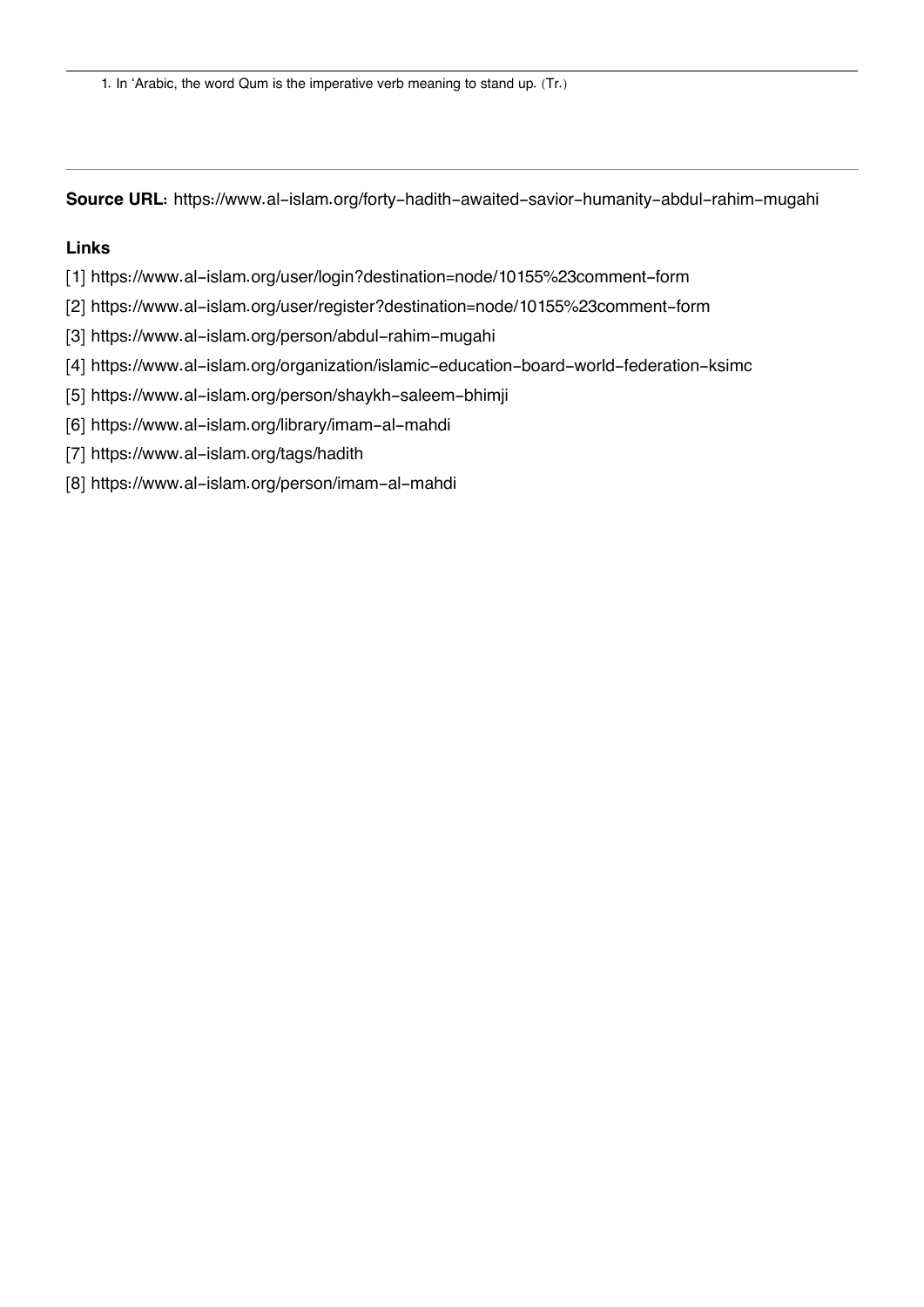1. In 'Arabic, the word Qum is the imperative verb meaning to stand up. (Tr.)

---

**Source URL:** https://www.al-islam.org/forty-hadith-awaited-savior-humanity-abdul-rahim-mugahi

**Links**

[1] https://www.al-islam.org/user/login?destination=node/10155%23comment-form

[2] https://www.al-islam.org/user/register?destination=node/10155%23comment-form

[3] https://www.al-islam.org/person/abdul-rahim-mugahi

[4] https://www.al-islam.org/organization/islamic-education-board-world-federation-ksimc

[5] https://www.al-islam.org/person/shaykh-saleem-bhimji

[6] https://www.al-islam.org/library/imam-al-mahdi

[7] https://www.al-islam.org/tags/hadith

[8] https://www.al-islam.org/person/imam-al-mahdi